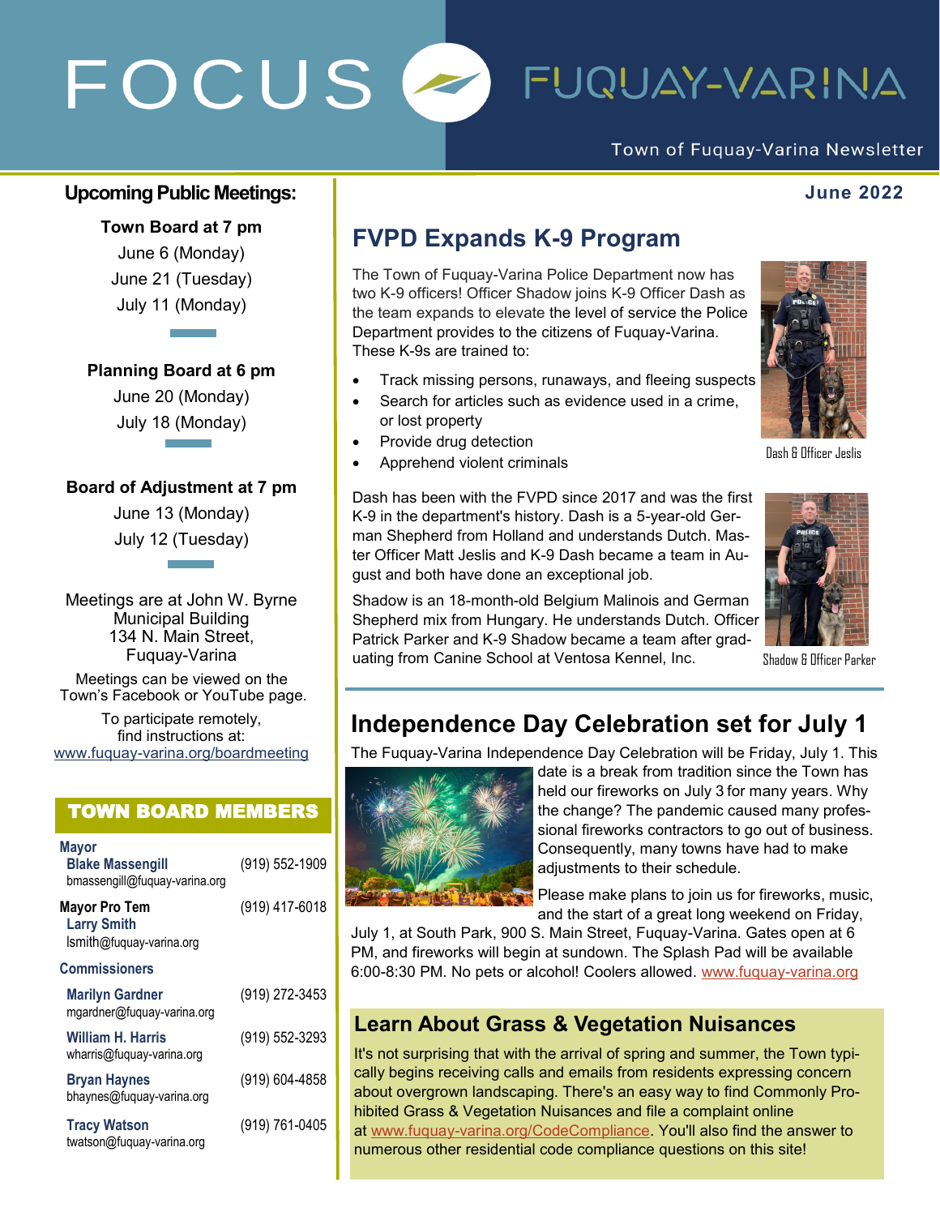# FOCUS FUQUAY-VARINA

Town of Fuquay-Varina Newsletter

**June 2022**

## Upcoming Public Meetings:

**Town Board at 7 pm**

June 6 (Monday)

June 21 (Tuesday)

July 11 (Monday)

**Planning Board at 6 pm**

June 20 (Monday)

July 18 (Monday)

**Board of Adjustment at 7 pm**

June 13 (Monday)

July 12 (Tuesday)

Meetings are at John W. Byrne Municipal Building 134 N. Main Street, Fuquay-Varina

Meetings can be viewed on the Town's Facebook or YouTube page.

To participate remotely, find instructions at: www.fuquay-varina.org/boardmeeting

## TOWN BOARD MEMBERS

**Mayor**
**Blake Massengill** (919) 552-1909
bmassengill@fuquay-varina.org

**Mayor Pro Tem**
**Larry Smith** (919) 417-6018
lsmith@fuquay-varina.org

**Commissioners**

**Marilyn Gardner** (919) 272-3453
mgardner@fuquay-varina.org

**William H. Harris** (919) 552-3293
wharris@fuquay-varina.org

**Bryan Haynes** (919) 604-4858
bhaynes@fuquay-varina.org

**Tracy Watson** (919) 761-0405
twatson@fuquay-varina.org

## FVPD Expands K-9 Program

The Town of Fuquay-Varina Police Department now has two K-9 officers! Officer Shadow joins K-9 Officer Dash as the team expands to elevate the level of service the Police Department provides to the citizens of Fuquay-Varina. These K-9s are trained to:

- Track missing persons, runaways, and fleeing suspects
- Search for articles such as evidence used in a crime, or lost property
- Provide drug detection
- Apprehend violent criminals

Dash & Officer Jeslis

Dash has been with the FVPD since 2017 and was the first K-9 in the department's history. Dash is a 5-year-old German Shepherd from Holland and understands Dutch. Master Officer Matt Jeslis and K-9 Dash became a team in August and both have done an exceptional job.

Shadow is an 18-month-old Belgium Malinois and German Shepherd mix from Hungary. He understands Dutch. Officer Patrick Parker and K-9 Shadow became a team after graduating from Canine School at Ventosa Kennel, Inc.

Shadow & Officer Parker

## Independence Day Celebration set for July 1

The Fuquay-Varina Independence Day Celebration will be Friday, July 1. This date is a break from tradition since the Town has held our fireworks on July 3 for many years. Why the change? The pandemic caused many professional fireworks contractors to go out of business. Consequently, many towns have had to make adjustments to their schedule.

Please make plans to join us for fireworks, music, and the start of a great long weekend on Friday, July 1, at South Park, 900 S. Main Street, Fuquay-Varina. Gates open at 6 PM, and fireworks will begin at sundown. The Splash Pad will be available 6:00-8:30 PM. No pets or alcohol! Coolers allowed. www.fuquay-varina.org

## Learn About Grass & Vegetation Nuisances

It's not surprising that with the arrival of spring and summer, the Town typically begins receiving calls and emails from residents expressing concern about overgrown landscaping. There's an easy way to find Commonly Prohibited Grass & Vegetation Nuisances and file a complaint online at www.fuquay-varina.org/CodeCompliance. You'll also find the answer to numerous other residential code compliance questions on this site!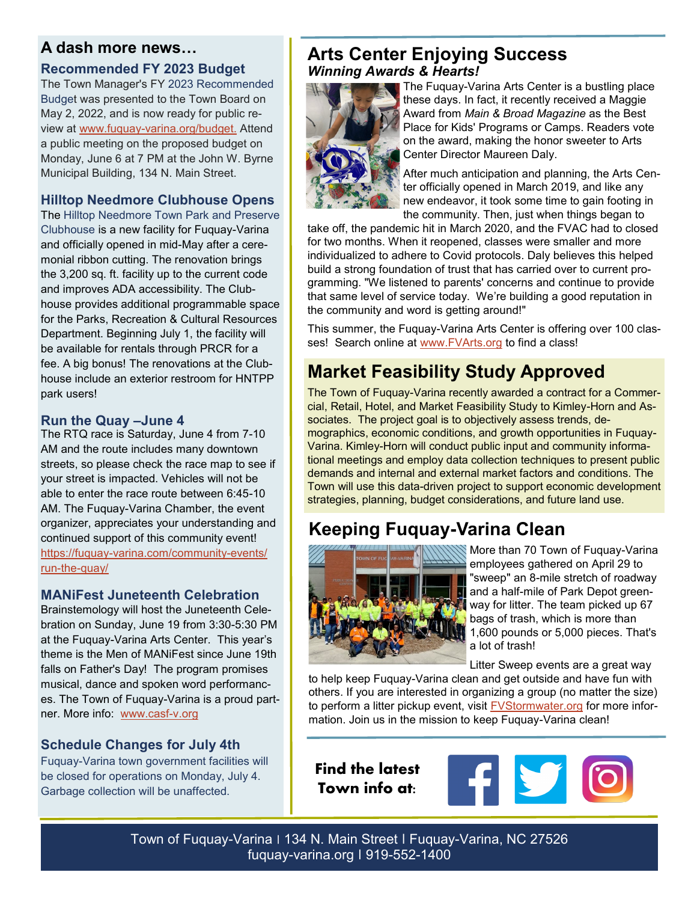## A dash more news…

### Recommended FY 2023 Budget

The Town Manager's FY 2023 Recommended Budget was presented to the Town Board on May 2, 2022, and is now ready for public review at www.fuquay-varina.org/budget. Attend a public meeting on the proposed budget on Monday, June 6 at 7 PM at the John W. Byrne Municipal Building, 134 N. Main Street.

### Hilltop Needmore Clubhouse Opens

The Hilltop Needmore Town Park and Preserve Clubhouse is a new facility for Fuquay-Varina and officially opened in mid-May after a ceremonial ribbon cutting. The renovation brings the 3,200 sq. ft. facility up to the current code and improves ADA accessibility. The Clubhouse provides additional programmable space for the Parks, Recreation & Cultural Resources Department. Beginning July 1, the facility will be available for rentals through PRCR for a fee. A big bonus! The renovations at the Clubhouse include an exterior restroom for HNTPP park users!

### Run the Quay –June 4

The RTQ race is Saturday, June 4 from 7-10 AM and the route includes many downtown streets, so please check the race map to see if your street is impacted. Vehicles will not be able to enter the race route between 6:45-10 AM. The Fuquay-Varina Chamber, the event organizer, appreciates your understanding and continued support of this community event! https://fuquay-varina.com/community-events/run-the-quay/

### MANiFest Juneteenth Celebration

Brainstemology will host the Juneteenth Celebration on Sunday, June 19 from 3:30-5:30 PM at the Fuquay-Varina Arts Center. This year's theme is the Men of MANiFest since June 19th falls on Father's Day! The program promises musical, dance and spoken word performances. The Town of Fuquay-Varina is a proud partner. More info: www.casf-v.org

### Schedule Changes for July 4th

Fuquay-Varina town government facilities will be closed for operations on Monday, July 4. Garbage collection will be unaffected.

## Arts Center Enjoying Success

***Winning Awards & Hearts!***

The Fuquay-Varina Arts Center is a bustling place these days. In fact, it recently received a Maggie Award from *Main & Broad Magazine* as the Best Place for Kids' Programs or Camps. Readers vote on the award, making the honor sweeter to Arts Center Director Maureen Daly.

After much anticipation and planning, the Arts Center officially opened in March 2019, and like any new endeavor, it took some time to gain footing in the community. Then, just when things began to take off, the pandemic hit in March 2020, and the FVAC had to closed for two months. When it reopened, classes were smaller and more individualized to adhere to Covid protocols. Daly believes this helped build a strong foundation of trust that has carried over to current programming. "We listened to parents' concerns and continue to provide that same level of service today. We're building a good reputation in the community and word is getting around!"

This summer, the Fuquay-Varina Arts Center is offering over 100 classes! Search online at www.FVArts.org to find a class!

## Market Feasibility Study Approved

The Town of Fuquay-Varina recently awarded a contract for a Commercial, Retail, Hotel, and Market Feasibility Study to Kimley-Horn and Associates. The project goal is to objectively assess trends, demographics, economic conditions, and growth opportunities in Fuquay-Varina. Kimley-Horn will conduct public input and community informational meetings and employ data collection techniques to present public demands and internal and external market factors and conditions. The Town will use this data-driven project to support economic development strategies, planning, budget considerations, and future land use.

## Keeping Fuquay-Varina Clean

More than 70 Town of Fuquay-Varina employees gathered on April 29 to "sweep" an 8-mile stretch of roadway and a half-mile of Park Depot greenway for litter. The team picked up 67 bags of trash, which is more than 1,600 pounds or 5,000 pieces. That's a lot of trash!

Litter Sweep events are a great way to help keep Fuquay-Varina clean and get outside and have fun with others. If you are interested in organizing a group (no matter the size) to perform a litter pickup event, visit FVStormwater.org for more information. Join us in the mission to keep Fuquay-Varina clean!

**Find the latest Town info at:**

Town of Fuquay-Varina | 134 N. Main Street | Fuquay-Varina, NC 27526
fuquay-varina.org | 919-552-1400